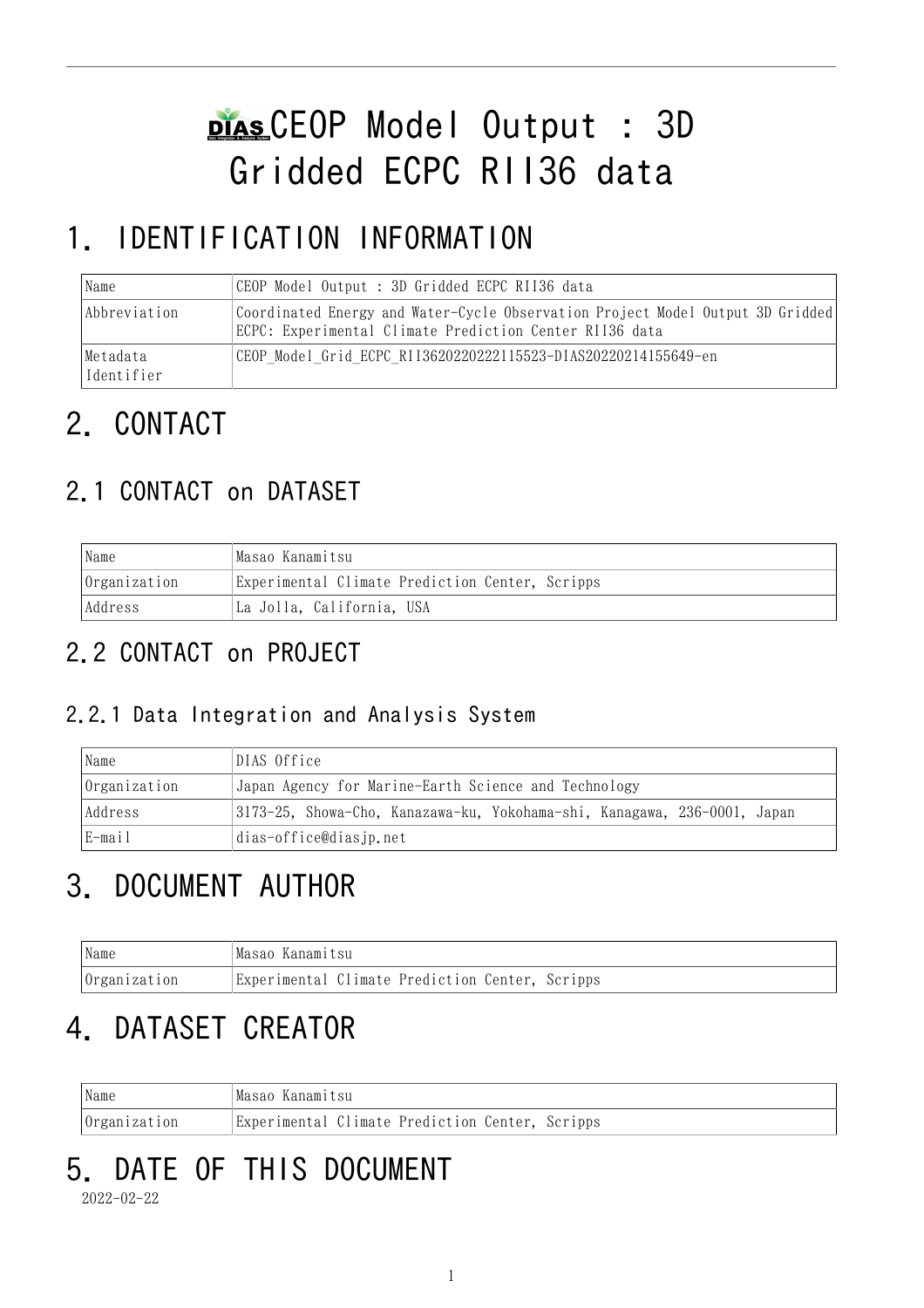# CEOP Model Output : 3D Gridded ECPC RII36 data

# 1. IDENTIFICATION INFORMATION

| Name | CEOP Model Output : 3D Gridded ECPC RII36 data |
|---|---|
| Abbreviation | Coordinated Energy and Water-Cycle Observation Project Model Output 3D Gridded ECPC: Experimental Climate Prediction Center RII36 data |
| Metadata Identifier | CEOP_Model_Grid_ECPC_RII3620220222115523-DIAS20220214155649-en |

# 2. CONTACT

## 2.1 CONTACT on DATASET

| Name | Masao Kanamitsu |
|---|---|
| Organization | Experimental Climate Prediction Center, Scripps |
| Address | La Jolla, California, USA |

## 2.2 CONTACT on PROJECT

### 2.2.1 Data Integration and Analysis System

| Name | DIAS Office |
|---|---|
| Organization | Japan Agency for Marine-Earth Science and Technology |
| Address | 3173-25, Showa-Cho, Kanazawa-ku, Yokohama-shi, Kanagawa, 236-0001, Japan |
| E-mail | dias-office@diasjp.net |

# 3. DOCUMENT AUTHOR

| Name | Masao Kanamitsu |
|---|---|
| Organization | Experimental Climate Prediction Center, Scripps |

# 4. DATASET CREATOR

| Name | Masao Kanamitsu |
|---|---|
| Organization | Experimental Climate Prediction Center, Scripps |

# 5. DATE OF THIS DOCUMENT

2022-02-22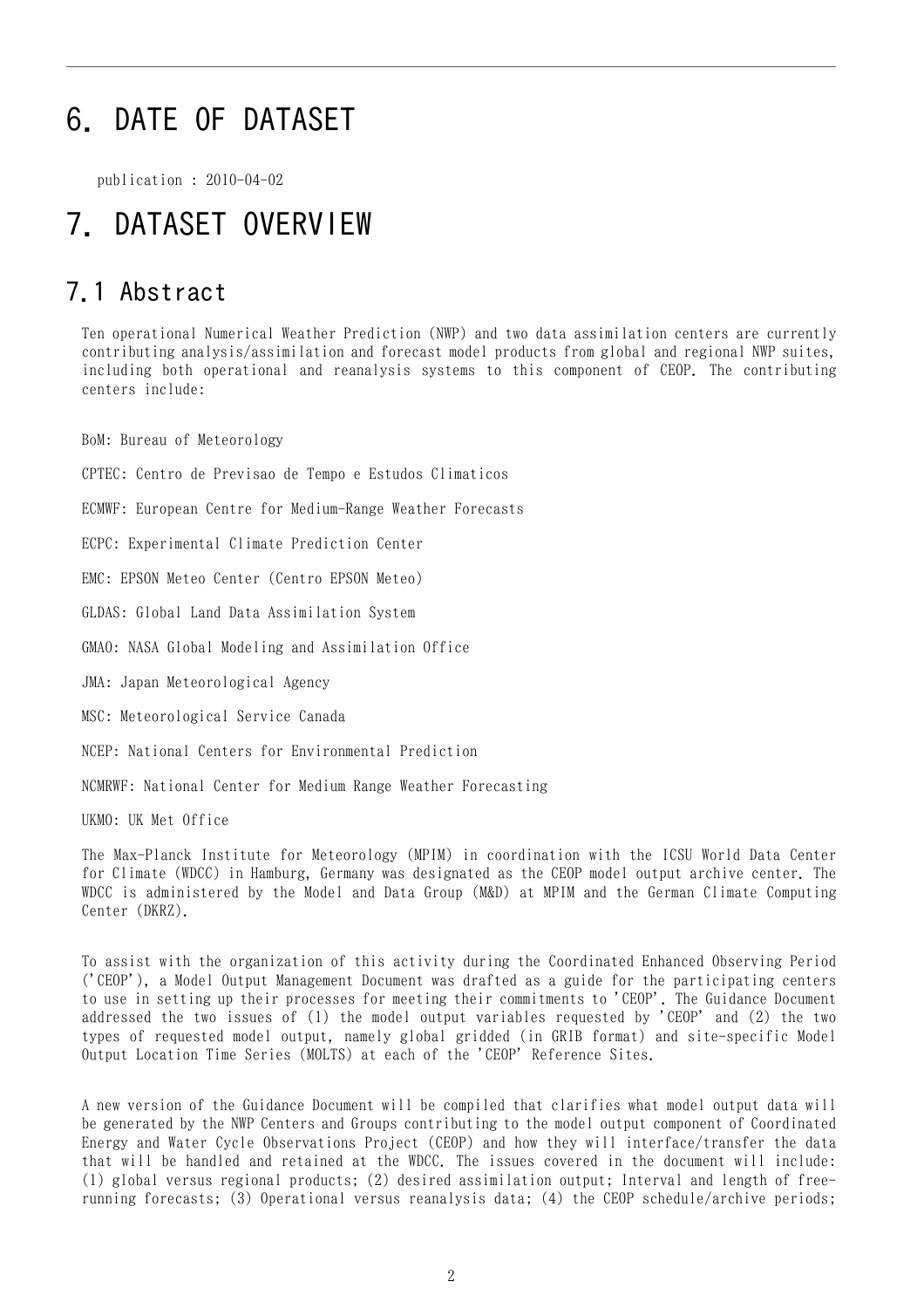# 6. DATE OF DATASET

publication : 2010-04-02

# 7. DATASET OVERVIEW

## 7.1 Abstract

Ten operational Numerical Weather Prediction (NWP) and two data assimilation centers are currently contributing analysis/assimilation and forecast model products from global and regional NWP suites, including both operational and reanalysis systems to this component of CEOP. The contributing centers include:

BoM: Bureau of Meteorology

CPTEC: Centro de Previsao de Tempo e Estudos Climaticos

ECMWF: European Centre for Medium-Range Weather Forecasts

ECPC: Experimental Climate Prediction Center

EMC: EPSON Meteo Center (Centro EPSON Meteo)

GLDAS: Global Land Data Assimilation System

GMAO: NASA Global Modeling and Assimilation Office

JMA: Japan Meteorological Agency

MSC: Meteorological Service Canada

NCEP: National Centers for Environmental Prediction

NCMRWF: National Center for Medium Range Weather Forecasting

UKMO: UK Met Office

The Max-Planck Institute for Meteorology (MPIM) in coordination with the ICSU World Data Center for Climate (WDCC) in Hamburg, Germany was designated as the CEOP model output archive center. The WDCC is administered by the Model and Data Group (M&D) at MPIM and the German Climate Computing Center (DKRZ).

To assist with the organization of this activity during the Coordinated Enhanced Observing Period ('CEOP'), a Model Output Management Document was drafted as a guide for the participating centers to use in setting up their processes for meeting their commitments to 'CEOP'. The Guidance Document addressed the two issues of (1) the model output variables requested by 'CEOP' and (2) the two types of requested model output, namely global gridded (in GRIB format) and site-specific Model Output Location Time Series (MOLTS) at each of the 'CEOP' Reference Sites.

A new version of the Guidance Document will be compiled that clarifies what model output data will be generated by the NWP Centers and Groups contributing to the model output component of Coordinated Energy and Water Cycle Observations Project (CEOP) and how they will interface/transfer the data that will be handled and retained at the WDCC. The issues covered in the document will include: (1) global versus regional products; (2) desired assimilation output; Interval and length of free-running forecasts; (3) Operational versus reanalysis data; (4) the CEOP schedule/archive periods;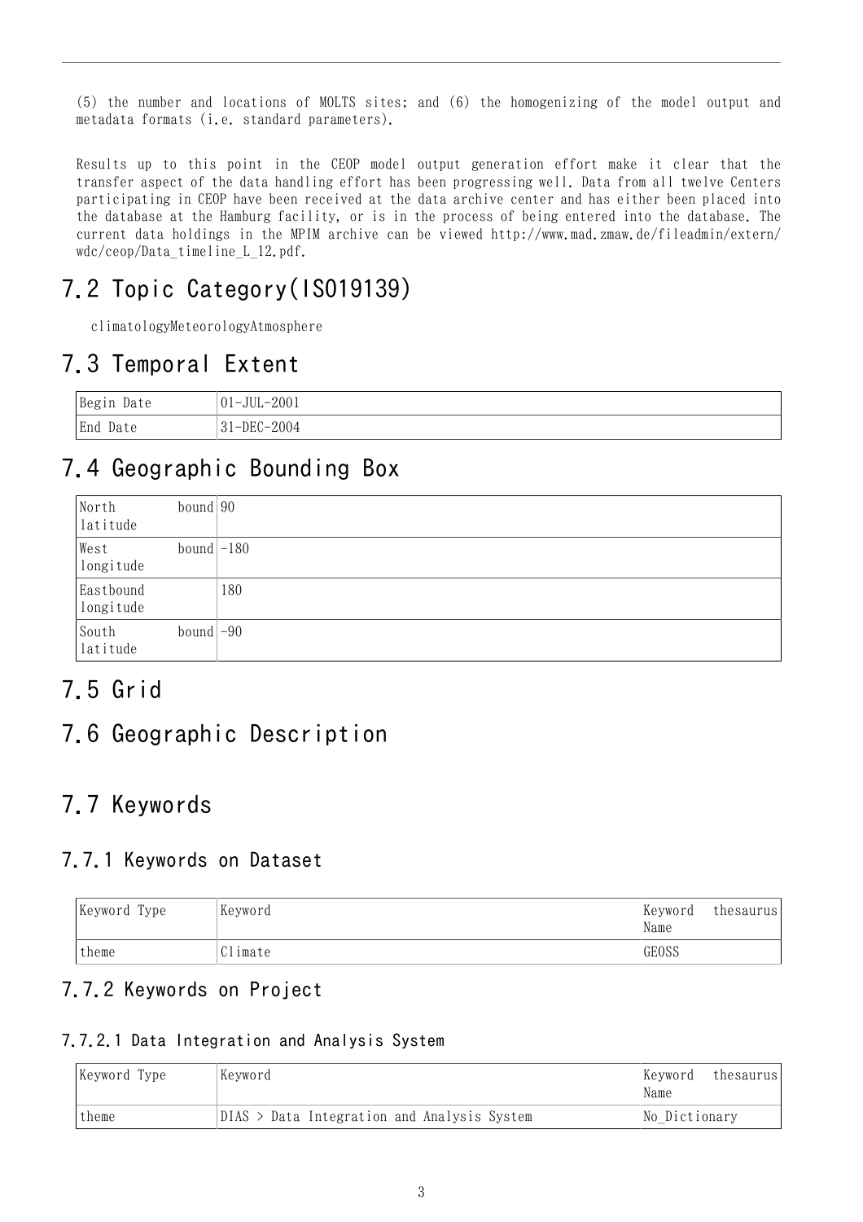(5) the number and locations of MOLTS sites; and (6) the homogenizing of the model output and metadata formats (i.e. standard parameters).

Results up to this point in the CEOP model output generation effort make it clear that the transfer aspect of the data handling effort has been progressing well. Data from all twelve Centers participating in CEOP have been received at the data archive center and has either been placed into the database at the Hamburg facility, or is in the process of being entered into the database. The current data holdings in the MPIM archive can be viewed http://www.mad.zmaw.de/fileadmin/extern/wdc/ceop/Data_timeline_L_12.pdf.

## 7.2 Topic Category(ISO19139)

climatologyMeteorologyAtmosphere

## 7.3 Temporal Extent

| Begin Date | 01-JUL-2001 |
|---|---|
| End Date | 31-DEC-2004 |

## 7.4 Geographic Bounding Box

| North bound latitude | 90 |
|---|---|
| West bound longitude | -180 |
| Eastbound longitude | 180 |
| South bound latitude | -90 |

## 7.5 Grid

## 7.6 Geographic Description

## 7.7 Keywords

### 7.7.1 Keywords on Dataset

| Keyword Type | Keyword | Keyword thesaurus Name |
|---|---|---|
| theme | Climate | GEOSS |

### 7.7.2 Keywords on Project

#### 7.7.2.1 Data Integration and Analysis System

| Keyword Type | Keyword | Keyword thesaurus Name |
|---|---|---|
| theme | DIAS > Data Integration and Analysis System | No_Dictionary |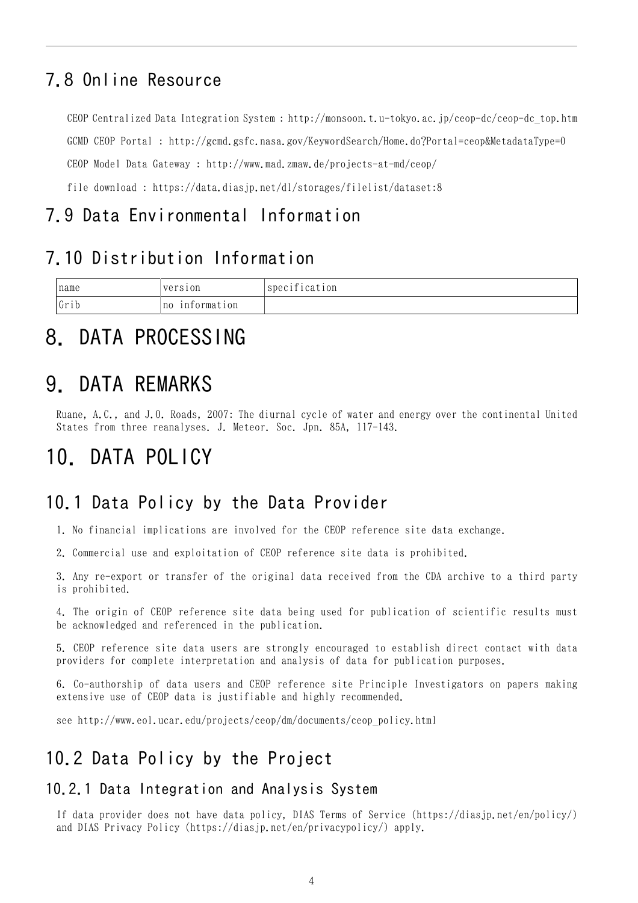## 7.8 Online Resource

CEOP Centralized Data Integration System : http://monsoon.t.u-tokyo.ac.jp/ceop-dc/ceop-dc_top.htm

GCMD CEOP Portal : http://gcmd.gsfc.nasa.gov/KeywordSearch/Home.do?Portal=ceop&MetadataType=0

CEOP Model Data Gateway : http://www.mad.zmaw.de/projects-at-md/ceop/

file download : https://data.diasjp.net/dl/storages/filelist/dataset:8

## 7.9 Data Environmental Information

## 7.10 Distribution Information

| name | version | specification |
|---|---|---|
| Grib | no information | |

# 8. DATA PROCESSING

# 9. DATA REMARKS

Ruane, A.C., and J.O. Roads, 2007: The diurnal cycle of water and energy over the continental United States from three reanalyses. J. Meteor. Soc. Jpn. 85A, 117-143.

# 10. DATA POLICY

## 10.1 Data Policy by the Data Provider

1. No financial implications are involved for the CEOP reference site data exchange.

2. Commercial use and exploitation of CEOP reference site data is prohibited.

3. Any re-export or transfer of the original data received from the CDA archive to a third party is prohibited.

4. The origin of CEOP reference site data being used for publication of scientific results must be acknowledged and referenced in the publication.

5. CEOP reference site data users are strongly encouraged to establish direct contact with data providers for complete interpretation and analysis of data for publication purposes.

6. Co-authorship of data users and CEOP reference site Principle Investigators on papers making extensive use of CEOP data is justifiable and highly recommended.

see http://www.eol.ucar.edu/projects/ceop/dm/documents/ceop_policy.html

## 10.2 Data Policy by the Project

### 10.2.1 Data Integration and Analysis System

If data provider does not have data policy, DIAS Terms of Service (https://diasjp.net/en/policy/) and DIAS Privacy Policy (https://diasjp.net/en/privacypolicy/) apply.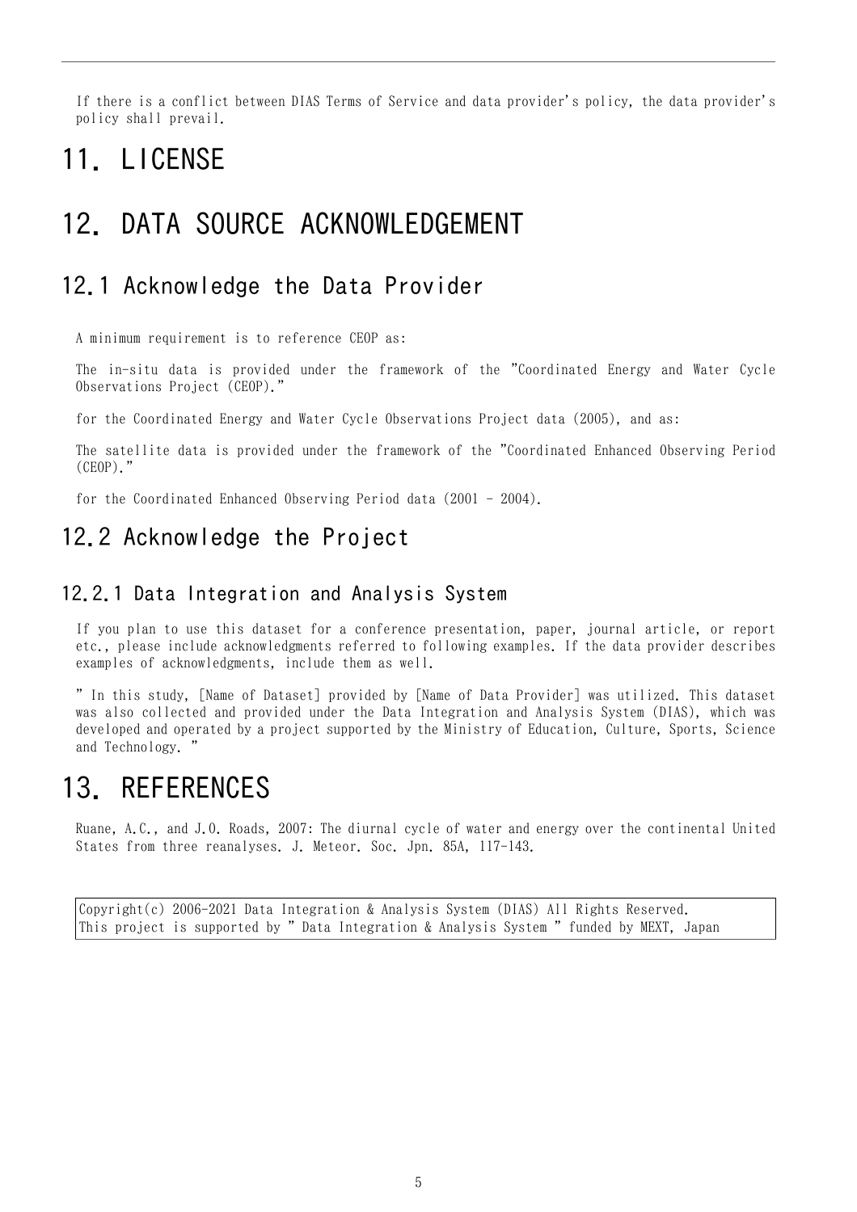If there is a conflict between DIAS Terms of Service and data provider's policy, the data provider's policy shall prevail.

# 11. LICENSE

# 12. DATA SOURCE ACKNOWLEDGEMENT

## 12.1 Acknowledge the Data Provider

A minimum requirement is to reference CEOP as:

The in-situ data is provided under the framework of the "Coordinated Energy and Water Cycle Observations Project (CEOP)."

for the Coordinated Energy and Water Cycle Observations Project data (2005), and as:

The satellite data is provided under the framework of the "Coordinated Enhanced Observing Period (CEOP)."

for the Coordinated Enhanced Observing Period data (2001 - 2004).

## 12.2 Acknowledge the Project

### 12.2.1 Data Integration and Analysis System

If you plan to use this dataset for a conference presentation, paper, journal article, or report etc., please include acknowledgments referred to following examples. If the data provider describes examples of acknowledgments, include them as well.

" In this study, [Name of Dataset] provided by [Name of Data Provider] was utilized. This dataset was also collected and provided under the Data Integration and Analysis System (DIAS), which was developed and operated by a project supported by the Ministry of Education, Culture, Sports, Science and Technology. "

# 13. REFERENCES

Ruane, A.C., and J.O. Roads, 2007: The diurnal cycle of water and energy over the continental United States from three reanalyses. J. Meteor. Soc. Jpn. 85A, 117-143.

Copyright(c) 2006-2021 Data Integration & Analysis System (DIAS) All Rights Reserved.
This project is supported by " Data Integration & Analysis System " funded by MEXT, Japan